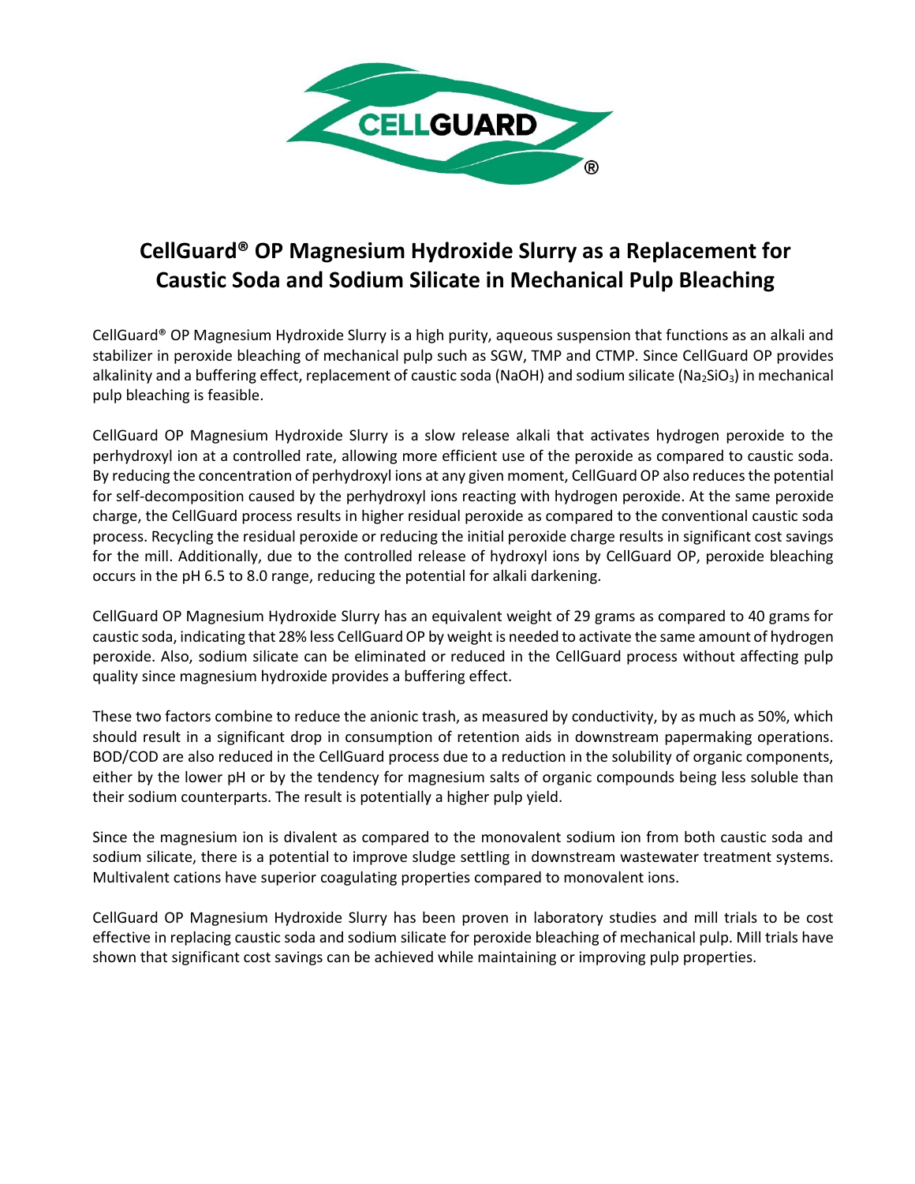# CellGuard® OP Magnesium Hydroxide Slurry as a Replacement for Caustic Soda and Sodium Silicate in Mechanical Pulp Bleaching

CellGuard® OP Magnesium Hydroxide Slurry is a high purity, aqueous suspension that functions as an alkali and stabilizer in peroxide bleaching of mechanical pulp such as SGW, TMP and CTMP. Since CellGuard OP provides alkalinity and a buffering effect, replacement of caustic soda (NaOH) and sodium silicate ($Na_2SiO_3$) in mechanical pulp bleaching is feasible.

CellGuard OP Magnesium Hydroxide Slurry is a slow release alkali that activates hydrogen peroxide to the perhydroxyl ion at a controlled rate, allowing more efficient use of the peroxide as compared to caustic soda. By reducing the concentration of perhydroxyl ions at any given moment, CellGuard OP also reduces the potential for self-decomposition caused by the perhydroxyl ions reacting with hydrogen peroxide. At the same peroxide charge, the CellGuard process results in higher residual peroxide as compared to the conventional caustic soda process. Recycling the residual peroxide or reducing the initial peroxide charge results in significant cost savings for the mill. Additionally, due to the controlled release of hydroxyl ions by CellGuard OP, peroxide bleaching occurs in the pH 6.5 to 8.0 range, reducing the potential for alkali darkening.

CellGuard OP Magnesium Hydroxide Slurry has an equivalent weight of 29 grams as compared to 40 grams for caustic soda, indicating that 28% less CellGuard OP by weight is needed to activate the same amount of hydrogen peroxide. Also, sodium silicate can be eliminated or reduced in the CellGuard process without affecting pulp quality since magnesium hydroxide provides a buffering effect.

These two factors combine to reduce the anionic trash, as measured by conductivity, by as much as 50%, which should result in a significant drop in consumption of retention aids in downstream papermaking operations. BOD/COD are also reduced in the CellGuard process due to a reduction in the solubility of organic components, either by the lower pH or by the tendency for magnesium salts of organic compounds being less soluble than their sodium counterparts. The result is potentially a higher pulp yield.

Since the magnesium ion is divalent as compared to the monovalent sodium ion from both caustic soda and sodium silicate, there is a potential to improve sludge settling in downstream wastewater treatment systems. Multivalent cations have superior coagulating properties compared to monovalent ions.

CellGuard OP Magnesium Hydroxide Slurry has been proven in laboratory studies and mill trials to be cost effective in replacing caustic soda and sodium silicate for peroxide bleaching of mechanical pulp. Mill trials have shown that significant cost savings can be achieved while maintaining or improving pulp properties.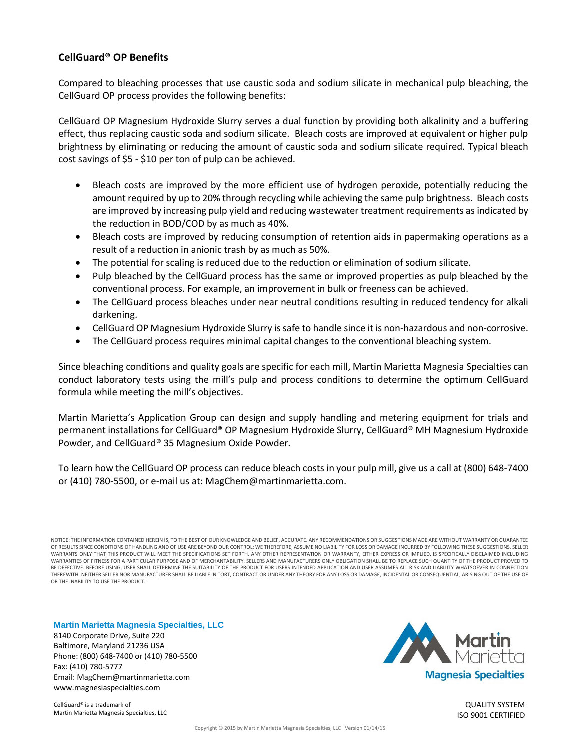## CellGuard® OP Benefits

Compared to bleaching processes that use caustic soda and sodium silicate in mechanical pulp bleaching, the CellGuard OP process provides the following benefits:

CellGuard OP Magnesium Hydroxide Slurry serves a dual function by providing both alkalinity and a buffering effect, thus replacing caustic soda and sodium silicate. Bleach costs are improved at equivalent or higher pulp brightness by eliminating or reducing the amount of caustic soda and sodium silicate required. Typical bleach cost savings of $5 - $10 per ton of pulp can be achieved.

- Bleach costs are improved by the more efficient use of hydrogen peroxide, potentially reducing the amount required by up to 20% through recycling while achieving the same pulp brightness. Bleach costs are improved by increasing pulp yield and reducing wastewater treatment requirements as indicated by the reduction in BOD/COD by as much as 40%.
- Bleach costs are improved by reducing consumption of retention aids in papermaking operations as a result of a reduction in anionic trash by as much as 50%.
- The potential for scaling is reduced due to the reduction or elimination of sodium silicate.
- Pulp bleached by the CellGuard process has the same or improved properties as pulp bleached by the conventional process. For example, an improvement in bulk or freeness can be achieved.
- The CellGuard process bleaches under near neutral conditions resulting in reduced tendency for alkali darkening.
- CellGuard OP Magnesium Hydroxide Slurry is safe to handle since it is non-hazardous and non-corrosive.
- The CellGuard process requires minimal capital changes to the conventional bleaching system.

Since bleaching conditions and quality goals are specific for each mill, Martin Marietta Magnesia Specialties can conduct laboratory tests using the mill's pulp and process conditions to determine the optimum CellGuard formula while meeting the mill's objectives.

Martin Marietta's Application Group can design and supply handling and metering equipment for trials and permanent installations for CellGuard® OP Magnesium Hydroxide Slurry, CellGuard® MH Magnesium Hydroxide Powder, and CellGuard® 35 Magnesium Oxide Powder.

To learn how the CellGuard OP process can reduce bleach costs in your pulp mill, give us a call at (800) 648-7400 or (410) 780-5500, or e-mail us at: MagChem@martinmarietta.com.

NOTICE: THE INFORMATION CONTAINED HEREIN IS, TO THE BEST OF OUR KNOWLEDGE AND BELIEF, ACCURATE. ANY RECOMMENDATIONS OR SUGGESTIONS MADE ARE WITHOUT WARRANTY OR GUARANTEE OF RESULTS SINCE CONDITIONS OF HANDLING AND OF USE ARE BEYOND OUR CONTROL; WE THEREFORE, ASSUME NO LIABILITY FOR LOSS OR DAMAGE INCURRED BY FOLLOWING THESE SUGGESTIONS. SELLER WARRANTS ONLY THAT THIS PRODUCT WILL MEET THE SPECIFICATIONS SET FORTH. ANY OTHER REPRESENTATION OR WARRANTY, EITHER EXPRESS OR IMPLIED, IS SPECIFICALLY DISCLAIMED INCLUDING WARRANTIES OF FITNESS FOR A PARTICULAR PURPOSE AND OF MERCHANTABILITY. SELLERS AND MANUFACTURERS ONLY OBLIGATION SHALL BE TO REPLACE SUCH QUANTITY OF THE PRODUCT PROVED TO BE DEFECTIVE. BEFORE USING, USER SHALL DETERMINE THE SUITABILITY OF THE PRODUCT FOR USERS INTENDED APPLICATION AND USER ASSUMES ALL RISK AND LIABILITY WHATSOEVER IN CONNECTION THEREWITH. NEITHER SELLER NOR MANUFACTURER SHALL BE LIABLE IN TORT, CONTRACT OR UNDER ANY THEORY FOR ANY LOSS OR DAMAGE, INCIDENTAL OR CONSEQUENTIAL, ARISING OUT OF THE USE OF OR THE INABILITY TO USE THE PRODUCT.

**Martin Marietta Magnesia Specialties, LLC**
8140 Corporate Drive, Suite 220
Baltimore, Maryland 21236 USA
Phone: (800) 648-7400 or (410) 780-5500
Fax: (410) 780-5777
Email: MagChem@martinmarietta.com
www.magnesiaspecialties.com

Martin Marietta
Magnesia Specialties

CellGuard® is a trademark of
Martin Marietta Magnesia Specialties, LLC

QUALITY SYSTEM
ISO 9001 CERTIFIED

Copyright © 2015 by Martin Marietta Magnesia Specialties, LLC Version 01/14/15